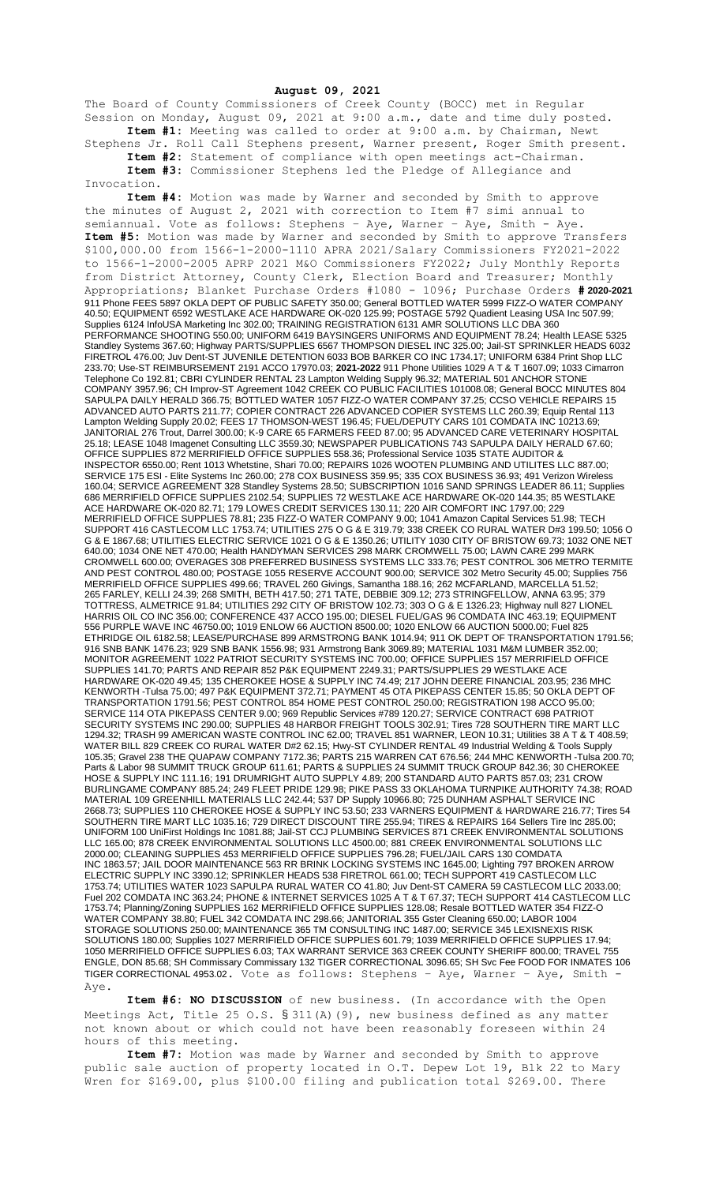**August 09, 2021**

The Board of County Commissioners of Creek County (BOCC) met in Regular Session on Monday, August 09, 2021 at 9:00 a.m., date and time duly posted.

**Item #1:** Meeting was called to order at 9:00 a.m. by Chairman, Newt Stephens Jr. Roll Call Stephens present, Warner present, Roger Smith present.

**Item #2:** Statement of compliance with open meetings act-Chairman.

**Item #3:** Commissioner Stephens led the Pledge of Allegiance and Invocation.

**Item #4:** Motion was made by Warner and seconded by Smith to approve the minutes of August 2, 2021 with correction to Item #7 simi annual to semiannual. Vote as follows: Stephens – Aye, Warner – Aye, Smith - Aye.

**Item #5:** Motion was made by Warner and seconded by Smith to approve Transfers $100,000.00 from 1566-1-2000-1110 APRA 2021/Salary Commissioners FY2021-2022 to 1566-1-2000-2005 APRP 2021 M&O Commissioners FY2022; July Monthly Reports from District Attorney, County Clerk, Election Board and Treasurer; Monthly Appropriations; Blanket Purchase Orders #1080 - 1096; Purchase Orders **# 2020-2021** 911 Phone FEES 5897 OKLA DEPT OF PUBLIC SAFETY 350.00; General BOTTLED WATER 5999 FIZZ-O WATER COMPANY 40.50; EQUIPMENT 6592 WESTLAKE ACE HARDWARE OK-020 125.99; POSTAGE 5792 Quadient Leasing USA Inc 507.99; Supplies 6124 InfoUSA Marketing Inc 302.00; TRAINING REGISTRATION 6131 AMR SOLUTIONS LLC DBA 360 PERFORMANCE SHOOTING 550.00; UNIFORM 6419 BAYSINGERS UNIFORMS AND EQUIPMENT 78.24; Health LEASE 5325 Standley Systems 367.60; Highway PARTS/SUPPLIES 6567 THOMPSON DIESEL INC 325.00; Jail-ST SPRINKLER HEADS 6032 FIRETROL 476.00; Juv Dent-ST JUVENILE DETENTION 6033 BOB BARKER CO INC 1734.17; UNIFORM 6384 Print Shop LLC 233.70; Use-ST REIMBURSEMENT 2191 ACCO 17970.03; **2021-2022** 911 Phone Utilities 1029 A T & T 1607.09; 1033 Cimarron Telephone Co 192.81; CBRI CYLINDER RENTAL 23 Lampton Welding Supply 96.32; MATERIAL 501 ANCHOR STONE COMPANY 3957.96; CH Improv-ST Agreement 1042 CREEK CO PUBLIC FACILITIES 101008.08; General BOCC MINUTES 804 SAPULPA DAILY HERALD 366.75; BOTTLED WATER 1057 FIZZ-O WATER COMPANY 37.25; CCSO VEHICLE REPAIRS 15 ADVANCED AUTO PARTS 211.77; COPIER CONTRACT 226 ADVANCED COPIER SYSTEMS LLC 260.39; Equip Rental 113 Lampton Welding Supply 20.02; FEES 17 THOMSON-WEST 196.45; FUEL/DEPUTY CARS 101 COMDATA INC 10213.69; JANITORIAL 276 Trout, Darrel 300.00; K-9 CARE 65 FARMERS FEED 87.00; 95 ADVANCED CARE VETERINARY HOSPITAL 25.18; LEASE 1048 Imagenet Consulting LLC 3559.30; NEWSPAPER PUBLICATIONS 743 SAPULPA DAILY HERALD 67.60; OFFICE SUPPLIES 872 MERRIFIELD OFFICE SUPPLIES 558.36; Professional Service 1035 STATE AUDITOR & INSPECTOR 6550.00; Rent 1013 Whetstine, Shari 70.00; REPAIRS 1026 WOOTEN PLUMBING AND UTILITES LLC 887.00; SERVICE 175 ESI - Elite Systems Inc 260.00; 278 COX BUSINESS 359.95; 335 COX BUSINESS 36.93; 491 Verizon Wireless 160.04; SERVICE AGREEMENT 328 Standley Systems 28.50; SUBSCRIPTION 1016 SAND SPRINGS LEADER 86.11; Supplies 686 MERRIFIELD OFFICE SUPPLIES 2102.54; SUPPLIES 72 WESTLAKE ACE HARDWARE OK-020 144.35; 85 WESTLAKE ACE HARDWARE OK-020 82.71; 179 LOWES CREDIT SERVICES 130.11; 220 AIR COMFORT INC 1797.00; 229 MERRIFIELD OFFICE SUPPLIES 78.81; 235 FIZZ-O WATER COMPANY 9.00; 1041 Amazon Capital Services 51.98; TECH SUPPORT 416 CASTLECOM LLC 1753.74; UTILITIES 275 O G & E 319.79; 338 CREEK CO RURAL WATER D#3 199.50; 1056 O G & E 1867.68; UTILITIES ELECTRIC SERVICE 1021 O G & E 1350.26; UTILITY 1030 CITY OF BRISTOW 69.73; 1032 ONE NET 640.00; 1034 ONE NET 470.00; Health HANDYMAN SERVICES 298 MARK CROMWELL 75.00; LAWN CARE 299 MARK CROMWELL 600.00; OVERAGES 308 PREFERRED BUSINESS SYSTEMS LLC 333.76; PEST CONTROL 306 METRO TERMITE AND PEST CONTROL 480.00; POSTAGE 1055 RESERVE ACCOUNT 900.00; SERVICE 302 Metro Security 45.00; Supplies 756 MERRIFIELD OFFICE SUPPLIES 499.66; TRAVEL 260 Givings, Samantha 188.16; 262 MCFARLAND, MARCELLA 51.52; 265 FARLEY, KELLI 24.39; 268 SMITH, BETH 417.50; 271 TATE, DEBBIE 309.12; 273 STRINGFELLOW, ANNA 63.95; 379 TOTTRESS, ALMETRICE 91.84; UTILITIES 292 CITY OF BRISTOW 102.73; 303 O G & E 1326.23; Highway null 827 LIONEL HARRIS OIL CO INC 356.00; CONFERENCE 437 ACCO 195.00; DIESEL FUEL/GAS 96 COMDATA INC 463.19; EQUIPMENT 556 PURPLE WAVE INC 46750.00; 1019 ENLOW 66 AUCTION 8500.00; 1020 ENLOW 66 AUCTION 5000.00; Fuel 825 ETHRIDGE OIL 6182.58; LEASE/PURCHASE 899 ARMSTRONG BANK 1014.94; 911 OK DEPT OF TRANSPORTATION 1791.56; 916 SNB BANK 1476.23; 929 SNB BANK 1556.98; 931 Armstrong Bank 3069.89; MATERIAL 1031 M&M LUMBER 352.00; MONITOR AGREEMENT 1022 PATRIOT SECURITY SYSTEMS INC 700.00; OFFICE SUPPLIES 157 MERRIFIELD OFFICE SUPPLIES 141.70; PARTS AND REPAIR 852 P&K EQUIPMENT 2249.31; PARTS/SUPPLIES 29 WESTLAKE ACE HARDWARE OK-020 49.45; 135 CHEROKEE HOSE & SUPPLY INC 74.49; 217 JOHN DEERE FINANCIAL 203.95; 236 MHC KENWORTH -Tulsa 75.00; 497 P&K EQUIPMENT 372.71; PAYMENT 45 OTA PIKEPASS CENTER 15.85; 50 OKLA DEPT OF TRANSPORTATION 1791.56; PEST CONTROL 854 HOME PEST CONTROL 250.00; REGISTRATION 198 ACCO 95.00; SERVICE 114 OTA PIKEPASS CENTER 9.00; 969 Republic Services #789 120.27; SERVICE CONTRACT 698 PATRIOT SECURITY SYSTEMS INC 290.00; SUPPLIES 48 HARBOR FREIGHT TOOLS 302.91; Tires 728 SOUTHERN TIRE MART LLC 1294.32; TRASH 99 AMERICAN WASTE CONTROL INC 62.00; TRAVEL 851 WARNER, LEON 10.31; Utilities 38 A T & T 408.59; WATER BILL 829 CREEK CO RURAL WATER D#2 62.15; Hwy-ST CYLINDER RENTAL 49 Industrial Welding & Tools Supply 105.35; Gravel 238 THE QUAPAW COMPANY 7172.36; PARTS 215 WARREN CAT 676.56; 244 MHC KENWORTH -Tulsa 200.70; Parts & Labor 98 SUMMIT TRUCK GROUP 611.61; PARTS & SUPPLIES 24 SUMMIT TRUCK GROUP 842.36; 30 CHEROKEE HOSE & SUPPLY INC 111.16; 191 DRUMRIGHT AUTO SUPPLY 4.89; 200 STANDARD AUTO PARTS 857.03; 231 CROW BURLINGAME COMPANY 885.24; 249 FLEET PRIDE 129.98; PIKE PASS 33 OKLAHOMA TURNPIKE AUTHORITY 74.38; ROAD MATERIAL 109 GREENHILL MATERIALS LLC 242.44; 537 DP Supply 10966.80; 725 DUNHAM ASPHALT SERVICE INC 2668.73; SUPPLIES 110 CHEROKEE HOSE & SUPPLY INC 53.50; 233 VARNERS EQUIPMENT & HARDWARE 216.77; Tires 54 SOUTHERN TIRE MART LLC 1035.16; 729 DIRECT DISCOUNT TIRE 255.94; TIRES & REPAIRS 164 Sellers Tire Inc 285.00; UNIFORM 100 UniFirst Holdings Inc 1081.88; Jail-ST CCJ PLUMBING SERVICES 871 CREEK ENVIRONMENTAL SOLUTIONS LLC 165.00; 878 CREEK ENVIRONMENTAL SOLUTIONS LLC 4500.00; 881 CREEK ENVIRONMENTAL SOLUTIONS LLC 2000.00; CLEANING SUPPLIES 453 MERRIFIELD OFFICE SUPPLIES 796.28; FUEL/JAIL CARS 130 COMDATA INC 1863.57; JAIL DOOR MAINTENANCE 563 RR BRINK LOCKING SYSTEMS INC 1645.00; Lighting 797 BROKEN ARROW ELECTRIC SUPPLY INC 3390.12; SPRINKLER HEADS 538 FIRETROL 661.00; TECH SUPPORT 419 CASTLECOM LLC 1753.74; UTILITIES WATER 1023 SAPULPA RURAL WATER CO 41.80; Juv Dent-ST CAMERA 59 CASTLECOM LLC 2033.00; Fuel 202 COMDATA INC 363.24; PHONE & INTERNET SERVICES 1025 A T & T 67.37; TECH SUPPORT 414 CASTLECOM LLC 1753.74; Planning/Zoning SUPPLIES 162 MERRIFIELD OFFICE SUPPLIES 128.08; Resale BOTTLED WATER 354 FIZZ-O WATER COMPANY 38.80; FUEL 342 COMDATA INC 298.66; JANITORIAL 155 Gster Cleaning 650.00; LABOR 1004 STORAGE SOLUTIONS 250.00; MAINTENANCE 365 TM CONSULTING INC 1487.00; SERVICE 345 LEXISNEXIS RISK SOLUTIONS 180.00; Supplies 1027 MERRIFIELD OFFICE SUPPLIES 601.79; 1039 MERRIFIELD OFFICE SUPPLIES 17.94; 1050 MERRIFIELD OFFICE SUPPLIES 6.03; TAX WARRANT SERVICE 363 CREEK COUNTY SHERIFF 800.00; TRAVEL 755 ENGLE, DON 85.68; SH Commissary Commissary 132 TIGER CORRECTIONAL 3096.65; SH Svc Fee FOOD FOR INMATES 106 TIGER CORRECTIONAL 4953.02. Vote as follows: Stephens – Aye, Warner – Aye, Smith - Aye.

**Item #6: NO DISCUSSION** of new business. (In accordance with the Open Meetings Act, Title 25 O.S. § 311(A)(9), new business defined as any matter not known about or which could not have been reasonably foreseen within 24 hours of this meeting.

**Item #7:** Motion was made by Warner and seconded by Smith to approve public sale auction of property located in O.T. Depew Lot 19, Blk 22 to Mary Wren for $169.00, plus $100.00 filing and publication total $269.00. There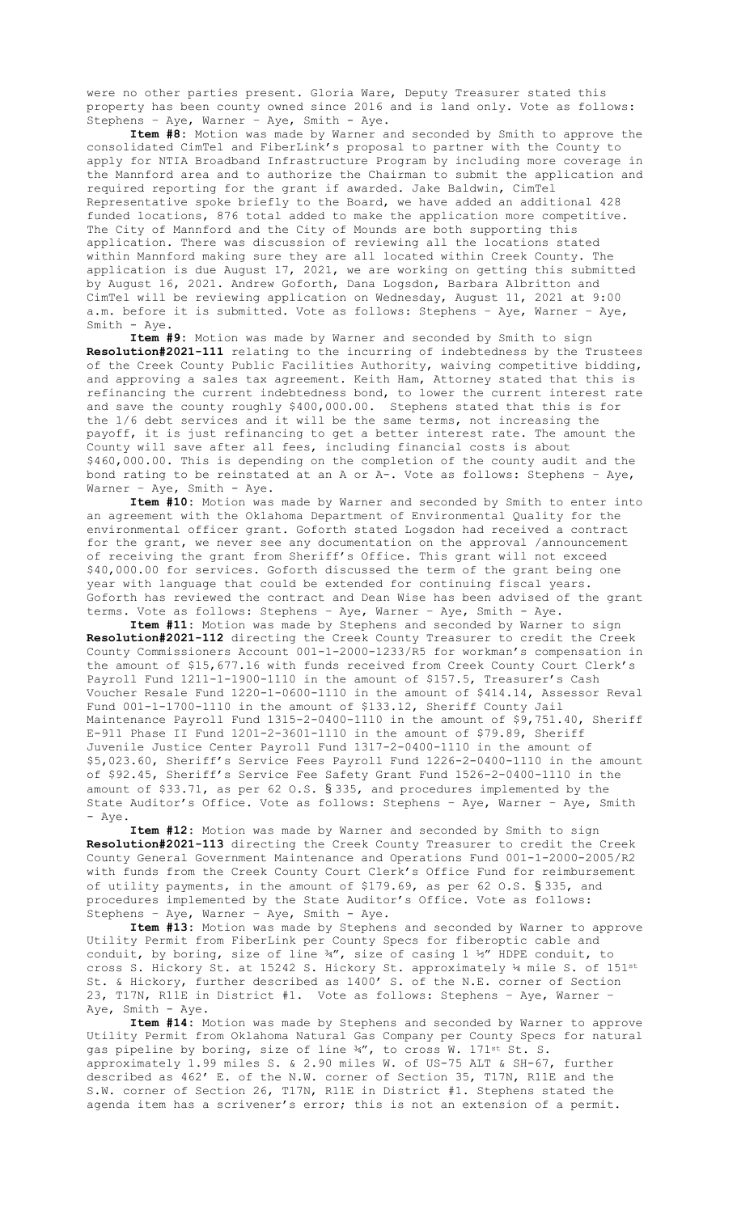were no other parties present. Gloria Ware, Deputy Treasurer stated this property has been county owned since 2016 and is land only. Vote as follows: Stephens – Aye, Warner – Aye, Smith - Aye.

**Item #8:** Motion was made by Warner and seconded by Smith to approve the consolidated CimTel and FiberLink's proposal to partner with the County to apply for NTIA Broadband Infrastructure Program by including more coverage in the Mannford area and to authorize the Chairman to submit the application and required reporting for the grant if awarded. Jake Baldwin, CimTel Representative spoke briefly to the Board, we have added an additional 428 funded locations, 876 total added to make the application more competitive. The City of Mannford and the City of Mounds are both supporting this application. There was discussion of reviewing all the locations stated within Mannford making sure they are all located within Creek County. The application is due August 17, 2021, we are working on getting this submitted by August 16, 2021. Andrew Goforth, Dana Logsdon, Barbara Albritton and CimTel will be reviewing application on Wednesday, August 11, 2021 at 9:00 a.m. before it is submitted. Vote as follows: Stephens – Aye, Warner – Aye, Smith - Aye.

**Item #9:** Motion was made by Warner and seconded by Smith to sign **Resolution#2021-111** relating to the incurring of indebtedness by the Trustees of the Creek County Public Facilities Authority, waiving competitive bidding, and approving a sales tax agreement. Keith Ham, Attorney stated that this is refinancing the current indebtedness bond, to lower the current interest rate and save the county roughly $400,000.00. Stephens stated that this is for the 1/6 debt services and it will be the same terms, not increasing the payoff, it is just refinancing to get a better interest rate. The amount the County will save after all fees, including financial costs is about $460,000.00. This is depending on the completion of the county audit and the bond rating to be reinstated at an A or A-. Vote as follows: Stephens – Aye, Warner – Aye, Smith - Aye.

**Item #10:** Motion was made by Warner and seconded by Smith to enter into an agreement with the Oklahoma Department of Environmental Quality for the environmental officer grant. Goforth stated Logsdon had received a contract for the grant, we never see any documentation on the approval /announcement of receiving the grant from Sheriff's Office. This grant will not exceed $40,000.00 for services. Goforth discussed the term of the grant being one year with language that could be extended for continuing fiscal years. Goforth has reviewed the contract and Dean Wise has been advised of the grant terms. Vote as follows: Stephens – Aye, Warner – Aye, Smith - Aye.

**Item #11:** Motion was made by Stephens and seconded by Warner to sign **Resolution#2021-112** directing the Creek County Treasurer to credit the Creek County Commissioners Account 001-1-2000-1233/R5 for workman's compensation in the amount of $15,677.16 with funds received from Creek County Court Clerk's Payroll Fund 1211-1-1900-1110 in the amount of $157.5, Treasurer's Cash Voucher Resale Fund 1220-1-0600-1110 in the amount of $414.14, Assessor Reval Fund 001-1-1700-1110 in the amount of $133.12, Sheriff County Jail Maintenance Payroll Fund 1315-2-0400-1110 in the amount of $9,751.40, Sheriff E-911 Phase II Fund 1201-2-3601-1110 in the amount of $79.89, Sheriff Juvenile Justice Center Payroll Fund 1317-2-0400-1110 in the amount of $5,023.60, Sheriff's Service Fees Payroll Fund 1226-2-0400-1110 in the amount of $92.45, Sheriff's Service Fee Safety Grant Fund 1526-2-0400-1110 in the amount of $33.71, as per 62 O.S. § 335, and procedures implemented by the State Auditor's Office. Vote as follows: Stephens – Aye, Warner – Aye, Smith - Aye.

**Item #12:** Motion was made by Warner and seconded by Smith to sign **Resolution#2021-113** directing the Creek County Treasurer to credit the Creek County General Government Maintenance and Operations Fund 001-1-2000-2005/R2 with funds from the Creek County Court Clerk's Office Fund for reimbursement of utility payments, in the amount of $179.69, as per 62 O.S. § 335, and procedures implemented by the State Auditor's Office. Vote as follows: Stephens – Aye, Warner – Aye, Smith - Aye.

**Item #13:** Motion was made by Stephens and seconded by Warner to approve Utility Permit from FiberLink per County Specs for fiberoptic cable and conduit, by boring, size of line ¾", size of casing 1 ½" HDPE conduit, to cross S. Hickory St. at 15242 S. Hickory St. approximately ¼ mile S. of 151st St. & Hickory, further described as 1400' S. of the N.E. corner of Section 23, T17N, R11E in District #1. Vote as follows: Stephens – Aye, Warner – Aye, Smith - Aye.

**Item #14:** Motion was made by Stephens and seconded by Warner to approve Utility Permit from Oklahoma Natural Gas Company per County Specs for natural gas pipeline by boring, size of line ¾", to cross W. 171st St. S. approximately 1.99 miles S. & 2.90 miles W. of US-75 ALT & SH-67, further described as 462' E. of the N.W. corner of Section 35, T17N, R11E and the S.W. corner of Section 26, T17N, R11E in District #1. Stephens stated the agenda item has a scrivener's error; this is not an extension of a permit.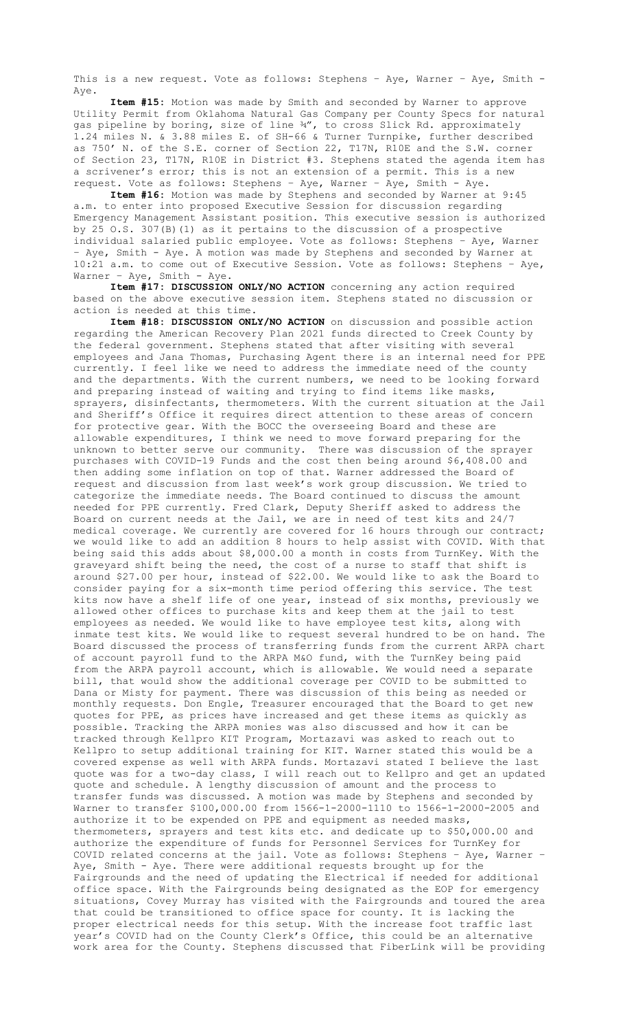This is a new request. Vote as follows: Stephens – Aye, Warner – Aye, Smith - Aye.

**Item #15:** Motion was made by Smith and seconded by Warner to approve Utility Permit from Oklahoma Natural Gas Company per County Specs for natural gas pipeline by boring, size of line ¾", to cross Slick Rd. approximately 1.24 miles N. & 3.88 miles E. of SH-66 & Turner Turnpike, further described as 750' N. of the S.E. corner of Section 22, T17N, R10E and the S.W. corner of Section 23, T17N, R10E in District #3. Stephens stated the agenda item has a scrivener's error; this is not an extension of a permit. This is a new request. Vote as follows: Stephens – Aye, Warner – Aye, Smith - Aye.

**Item #16:** Motion was made by Stephens and seconded by Warner at 9:45 a.m. to enter into proposed Executive Session for discussion regarding Emergency Management Assistant position. This executive session is authorized by 25 O.S. 307(B)(1) as it pertains to the discussion of a prospective individual salaried public employee. Vote as follows: Stephens – Aye, Warner – Aye, Smith - Aye. A motion was made by Stephens and seconded by Warner at 10:21 a.m. to come out of Executive Session. Vote as follows: Stephens – Aye, Warner – Aye, Smith - Aye.

**Item #17: DISCUSSION ONLY/NO ACTION** concerning any action required based on the above executive session item. Stephens stated no discussion or action is needed at this time.

**Item #18: DISCUSSION ONLY/NO ACTION** on discussion and possible action regarding the American Recovery Plan 2021 funds directed to Creek County by the federal government. Stephens stated that after visiting with several employees and Jana Thomas, Purchasing Agent there is an internal need for PPE currently. I feel like we need to address the immediate need of the county and the departments. With the current numbers, we need to be looking forward and preparing instead of waiting and trying to find items like masks, sprayers, disinfectants, thermometers. With the current situation at the Jail and Sheriff's Office it requires direct attention to these areas of concern for protective gear. With the BOCC the overseeing Board and these are allowable expenditures, I think we need to move forward preparing for the unknown to better serve our community. There was discussion of the sprayer purchases with COVID-19 Funds and the cost then being around $6,408.00 and then adding some inflation on top of that. Warner addressed the Board of request and discussion from last week's work group discussion. We tried to categorize the immediate needs. The Board continued to discuss the amount needed for PPE currently. Fred Clark, Deputy Sheriff asked to address the Board on current needs at the Jail, we are in need of test kits and 24/7 medical coverage. We currently are covered for 16 hours through our contract; we would like to add an addition 8 hours to help assist with COVID. With that being said this adds about $8,000.00 a month in costs from TurnKey. With the graveyard shift being the need, the cost of a nurse to staff that shift is around $27.00 per hour, instead of $22.00. We would like to ask the Board to consider paying for a six-month time period offering this service. The test kits now have a shelf life of one year, instead of six months, previously we allowed other offices to purchase kits and keep them at the jail to test employees as needed. We would like to have employee test kits, along with inmate test kits. We would like to request several hundred to be on hand. The Board discussed the process of transferring funds from the current ARPA chart of account payroll fund to the ARPA M&O fund, with the TurnKey being paid from the ARPA payroll account, which is allowable. We would need a separate bill, that would show the additional coverage per COVID to be submitted to Dana or Misty for payment. There was discussion of this being as needed or monthly requests. Don Engle, Treasurer encouraged that the Board to get new quotes for PPE, as prices have increased and get these items as quickly as possible. Tracking the ARPA monies was also discussed and how it can be tracked through Kellpro KIT Program, Mortazavi was asked to reach out to Kellpro to setup additional training for KIT. Warner stated this would be a covered expense as well with ARPA funds. Mortazavi stated I believe the last quote was for a two-day class, I will reach out to Kellpro and get an updated quote and schedule. A lengthy discussion of amount and the process to transfer funds was discussed. A motion was made by Stephens and seconded by Warner to transfer $100,000.00 from 1566-1-2000-1110 to 1566-1-2000-2005 and authorize it to be expended on PPE and equipment as needed masks, thermometers, sprayers and test kits etc. and dedicate up to $50,000.00 and authorize the expenditure of funds for Personnel Services for TurnKey for COVID related concerns at the jail. Vote as follows: Stephens – Aye, Warner – Aye, Smith - Aye. There were additional requests brought up for the Fairgrounds and the need of updating the Electrical if needed for additional office space. With the Fairgrounds being designated as the EOP for emergency situations, Covey Murray has visited with the Fairgrounds and toured the area that could be transitioned to office space for county. It is lacking the proper electrical needs for this setup. With the increase foot traffic last year's COVID had on the County Clerk's Office, this could be an alternative work area for the County. Stephens discussed that FiberLink will be providing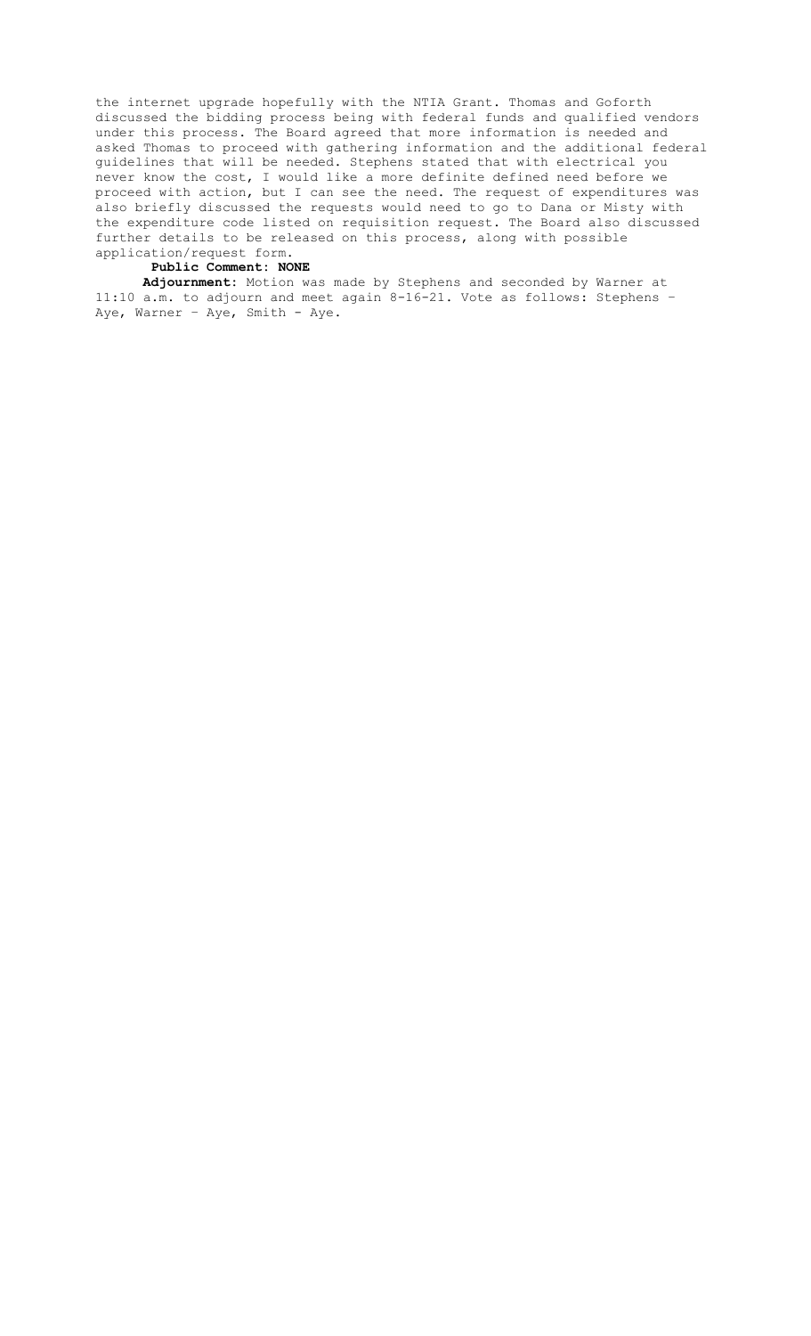the internet upgrade hopefully with the NTIA Grant. Thomas and Goforth discussed the bidding process being with federal funds and qualified vendors under this process. The Board agreed that more information is needed and asked Thomas to proceed with gathering information and the additional federal guidelines that will be needed. Stephens stated that with electrical you never know the cost, I would like a more definite defined need before we proceed with action, but I can see the need. The request of expenditures was also briefly discussed the requests would need to go to Dana or Misty with the expenditure code listed on requisition request. The Board also discussed further details to be released on this process, along with possible application/request form.

**Public Comment: NONE**

**Adjournment**: Motion was made by Stephens and seconded by Warner at 11:10 a.m. to adjourn and meet again 8-16-21. Vote as follows: Stephens – Aye, Warner – Aye, Smith - Aye.